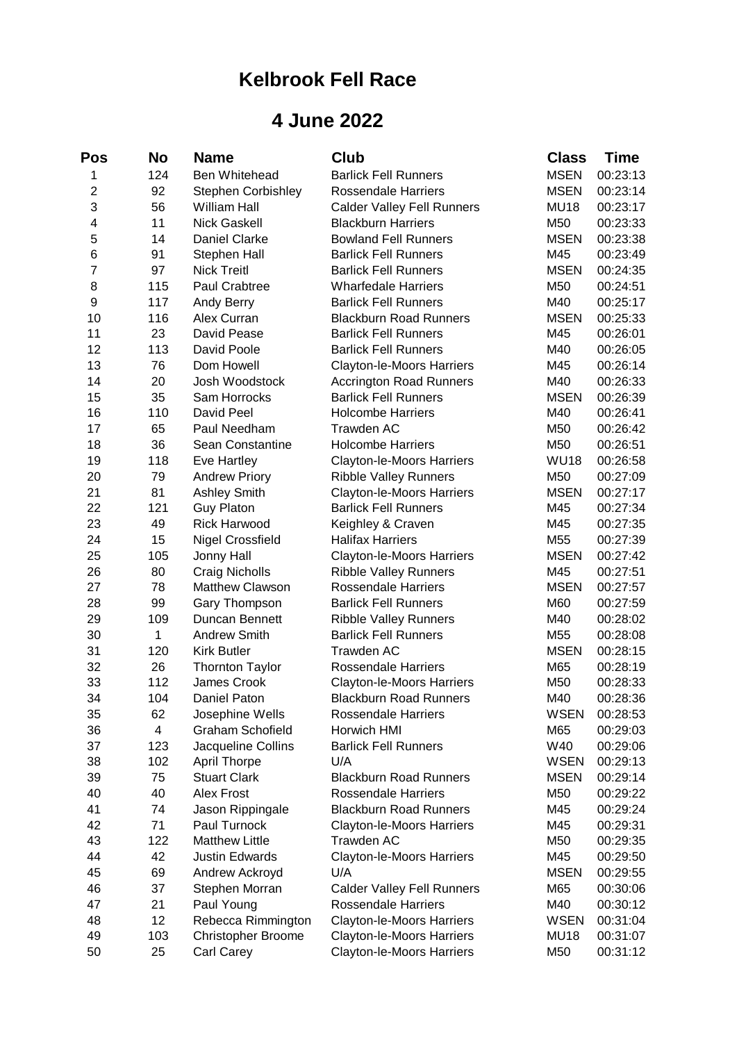# Kelbrook Fell Race

## 4 June 2022

| Pos | No | Name | Club | Class | Time |
|---|---|---|---|---|---|
| 1 | 124 | Ben Whitehead | Barlick Fell Runners | MSEN | 00:23:13 |
| 2 | 92 | Stephen Corbishley | Rossendale Harriers | MSEN | 00:23:14 |
| 3 | 56 | William Hall | Calder Valley Fell Runners | MU18 | 00:23:17 |
| 4 | 11 | Nick Gaskell | Blackburn Harriers | M50 | 00:23:33 |
| 5 | 14 | Daniel Clarke | Bowland Fell Runners | MSEN | 00:23:38 |
| 6 | 91 | Stephen Hall | Barlick Fell Runners | M45 | 00:23:49 |
| 7 | 97 | Nick Treitl | Barlick Fell Runners | MSEN | 00:24:35 |
| 8 | 115 | Paul Crabtree | Wharfedale Harriers | M50 | 00:24:51 |
| 9 | 117 | Andy Berry | Barlick Fell Runners | M40 | 00:25:17 |
| 10 | 116 | Alex Curran | Blackburn Road Runners | MSEN | 00:25:33 |
| 11 | 23 | David Pease | Barlick Fell Runners | M45 | 00:26:01 |
| 12 | 113 | David Poole | Barlick Fell Runners | M40 | 00:26:05 |
| 13 | 76 | Dom Howell | Clayton-le-Moors Harriers | M45 | 00:26:14 |
| 14 | 20 | Josh Woodstock | Accrington Road Runners | M40 | 00:26:33 |
| 15 | 35 | Sam Horrocks | Barlick Fell Runners | MSEN | 00:26:39 |
| 16 | 110 | David Peel | Holcombe Harriers | M40 | 00:26:41 |
| 17 | 65 | Paul Needham | Trawden AC | M50 | 00:26:42 |
| 18 | 36 | Sean Constantine | Holcombe Harriers | M50 | 00:26:51 |
| 19 | 118 | Eve Hartley | Clayton-le-Moors Harriers | WU18 | 00:26:58 |
| 20 | 79 | Andrew Priory | Ribble Valley Runners | M50 | 00:27:09 |
| 21 | 81 | Ashley Smith | Clayton-le-Moors Harriers | MSEN | 00:27:17 |
| 22 | 121 | Guy Platon | Barlick Fell Runners | M45 | 00:27:34 |
| 23 | 49 | Rick Harwood | Keighley & Craven | M45 | 00:27:35 |
| 24 | 15 | Nigel Crossfield | Halifax Harriers | M55 | 00:27:39 |
| 25 | 105 | Jonny Hall | Clayton-le-Moors Harriers | MSEN | 00:27:42 |
| 26 | 80 | Craig Nicholls | Ribble Valley Runners | M45 | 00:27:51 |
| 27 | 78 | Matthew Clawson | Rossendale Harriers | MSEN | 00:27:57 |
| 28 | 99 | Gary Thompson | Barlick Fell Runners | M60 | 00:27:59 |
| 29 | 109 | Duncan Bennett | Ribble Valley Runners | M40 | 00:28:02 |
| 30 | 1 | Andrew Smith | Barlick Fell Runners | M55 | 00:28:08 |
| 31 | 120 | Kirk Butler | Trawden AC | MSEN | 00:28:15 |
| 32 | 26 | Thornton Taylor | Rossendale Harriers | M65 | 00:28:19 |
| 33 | 112 | James Crook | Clayton-le-Moors Harriers | M50 | 00:28:33 |
| 34 | 104 | Daniel Paton | Blackburn Road Runners | M40 | 00:28:36 |
| 35 | 62 | Josephine Wells | Rossendale Harriers | WSEN | 00:28:53 |
| 36 | 4 | Graham Schofield | Horwich HMI | M65 | 00:29:03 |
| 37 | 123 | Jacqueline Collins | Barlick Fell Runners | W40 | 00:29:06 |
| 38 | 102 | April Thorpe | U/A | WSEN | 00:29:13 |
| 39 | 75 | Stuart Clark | Blackburn Road Runners | MSEN | 00:29:14 |
| 40 | 40 | Alex Frost | Rossendale Harriers | M50 | 00:29:22 |
| 41 | 74 | Jason Rippingale | Blackburn Road Runners | M45 | 00:29:24 |
| 42 | 71 | Paul Turnock | Clayton-le-Moors Harriers | M45 | 00:29:31 |
| 43 | 122 | Matthew Little | Trawden AC | M50 | 00:29:35 |
| 44 | 42 | Justin Edwards | Clayton-le-Moors Harriers | M45 | 00:29:50 |
| 45 | 69 | Andrew Ackroyd | U/A | MSEN | 00:29:55 |
| 46 | 37 | Stephen Morran | Calder Valley Fell Runners | M65 | 00:30:06 |
| 47 | 21 | Paul Young | Rossendale Harriers | M40 | 00:30:12 |
| 48 | 12 | Rebecca Rimmington | Clayton-le-Moors Harriers | WSEN | 00:31:04 |
| 49 | 103 | Christopher Broome | Clayton-le-Moors Harriers | MU18 | 00:31:07 |
| 50 | 25 | Carl Carey | Clayton-le-Moors Harriers | M50 | 00:31:12 |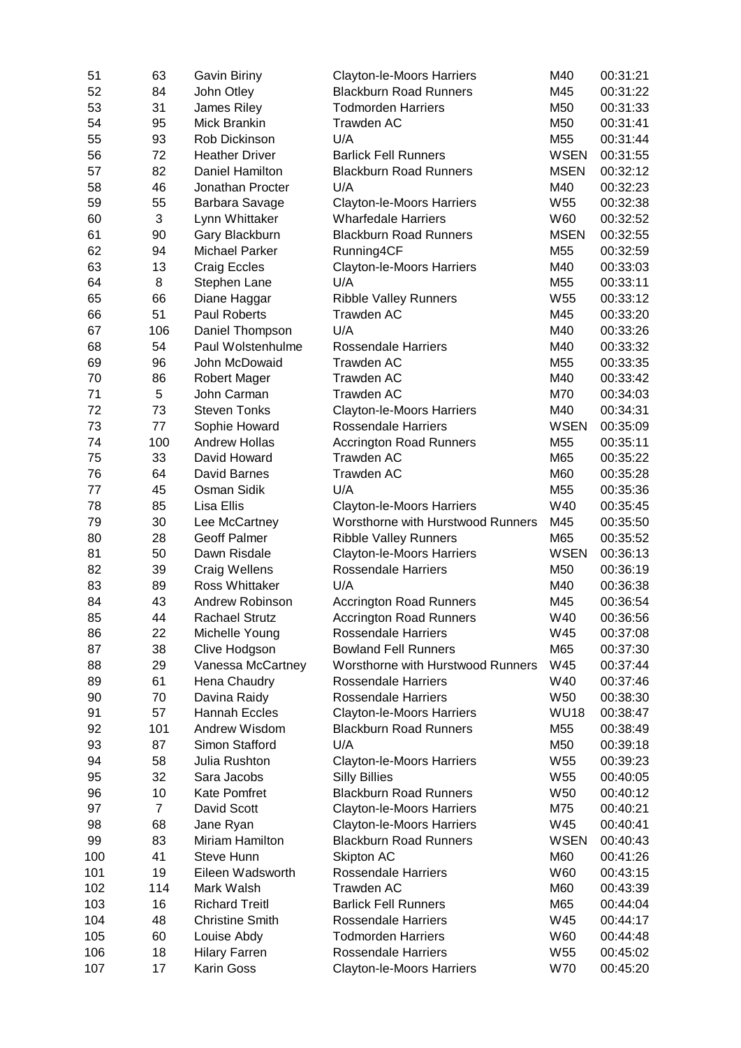| | | | | | |
|---|---|---|---|---|---|
| 51 | 63 | Gavin Biriny | Clayton-le-Moors Harriers | M40 | 00:31:21 |
| 52 | 84 | John Otley | Blackburn Road Runners | M45 | 00:31:22 |
| 53 | 31 | James Riley | Todmorden Harriers | M50 | 00:31:33 |
| 54 | 95 | Mick Brankin | Trawden AC | M50 | 00:31:41 |
| 55 | 93 | Rob Dickinson | U/A | M55 | 00:31:44 |
| 56 | 72 | Heather Driver | Barlick Fell Runners | WSEN | 00:31:55 |
| 57 | 82 | Daniel Hamilton | Blackburn Road Runners | MSEN | 00:32:12 |
| 58 | 46 | Jonathan Procter | U/A | M40 | 00:32:23 |
| 59 | 55 | Barbara Savage | Clayton-le-Moors Harriers | W55 | 00:32:38 |
| 60 | 3 | Lynn Whittaker | Wharfedale Harriers | W60 | 00:32:52 |
| 61 | 90 | Gary Blackburn | Blackburn Road Runners | MSEN | 00:32:55 |
| 62 | 94 | Michael Parker | Running4CF | M55 | 00:32:59 |
| 63 | 13 | Craig Eccles | Clayton-le-Moors Harriers | M40 | 00:33:03 |
| 64 | 8 | Stephen Lane | U/A | M55 | 00:33:11 |
| 65 | 66 | Diane Haggar | Ribble Valley Runners | W55 | 00:33:12 |
| 66 | 51 | Paul Roberts | Trawden AC | M45 | 00:33:20 |
| 67 | 106 | Daniel Thompson | U/A | M40 | 00:33:26 |
| 68 | 54 | Paul Wolstenhulme | Rossendale Harriers | M40 | 00:33:32 |
| 69 | 96 | John McDowaid | Trawden AC | M55 | 00:33:35 |
| 70 | 86 | Robert Mager | Trawden AC | M40 | 00:33:42 |
| 71 | 5 | John Carman | Trawden AC | M70 | 00:34:03 |
| 72 | 73 | Steven Tonks | Clayton-le-Moors Harriers | M40 | 00:34:31 |
| 73 | 77 | Sophie Howard | Rossendale Harriers | WSEN | 00:35:09 |
| 74 | 100 | Andrew Hollas | Accrington Road Runners | M55 | 00:35:11 |
| 75 | 33 | David Howard | Trawden AC | M65 | 00:35:22 |
| 76 | 64 | David Barnes | Trawden AC | M60 | 00:35:28 |
| 77 | 45 | Osman Sidik | U/A | M55 | 00:35:36 |
| 78 | 85 | Lisa Ellis | Clayton-le-Moors Harriers | W40 | 00:35:45 |
| 79 | 30 | Lee McCartney | Worsthorne with Hurstwood Runners | M45 | 00:35:50 |
| 80 | 28 | Geoff Palmer | Ribble Valley Runners | M65 | 00:35:52 |
| 81 | 50 | Dawn Risdale | Clayton-le-Moors Harriers | WSEN | 00:36:13 |
| 82 | 39 | Craig Wellens | Rossendale Harriers | M50 | 00:36:19 |
| 83 | 89 | Ross Whittaker | U/A | M40 | 00:36:38 |
| 84 | 43 | Andrew Robinson | Accrington Road Runners | M45 | 00:36:54 |
| 85 | 44 | Rachael Strutz | Accrington Road Runners | W40 | 00:36:56 |
| 86 | 22 | Michelle Young | Rossendale Harriers | W45 | 00:37:08 |
| 87 | 38 | Clive Hodgson | Bowland Fell Runners | M65 | 00:37:30 |
| 88 | 29 | Vanessa McCartney | Worsthorne with Hurstwood Runners | W45 | 00:37:44 |
| 89 | 61 | Hena Chaudry | Rossendale Harriers | W40 | 00:37:46 |
| 90 | 70 | Davina Raidy | Rossendale Harriers | W50 | 00:38:30 |
| 91 | 57 | Hannah Eccles | Clayton-le-Moors Harriers | WU18 | 00:38:47 |
| 92 | 101 | Andrew Wisdom | Blackburn Road Runners | M55 | 00:38:49 |
| 93 | 87 | Simon Stafford | U/A | M50 | 00:39:18 |
| 94 | 58 | Julia Rushton | Clayton-le-Moors Harriers | W55 | 00:39:23 |
| 95 | 32 | Sara Jacobs | Silly Billies | W55 | 00:40:05 |
| 96 | 10 | Kate Pomfret | Blackburn Road Runners | W50 | 00:40:12 |
| 97 | 7 | David Scott | Clayton-le-Moors Harriers | M75 | 00:40:21 |
| 98 | 68 | Jane Ryan | Clayton-le-Moors Harriers | W45 | 00:40:41 |
| 99 | 83 | Miriam Hamilton | Blackburn Road Runners | WSEN | 00:40:43 |
| 100 | 41 | Steve Hunn | Skipton AC | M60 | 00:41:26 |
| 101 | 19 | Eileen Wadsworth | Rossendale Harriers | W60 | 00:43:15 |
| 102 | 114 | Mark Walsh | Trawden AC | M60 | 00:43:39 |
| 103 | 16 | Richard Treitl | Barlick Fell Runners | M65 | 00:44:04 |
| 104 | 48 | Christine Smith | Rossendale Harriers | W45 | 00:44:17 |
| 105 | 60 | Louise Abdy | Todmorden Harriers | W60 | 00:44:48 |
| 106 | 18 | Hilary Farren | Rossendale Harriers | W55 | 00:45:02 |
| 107 | 17 | Karin Goss | Clayton-le-Moors Harriers | W70 | 00:45:20 |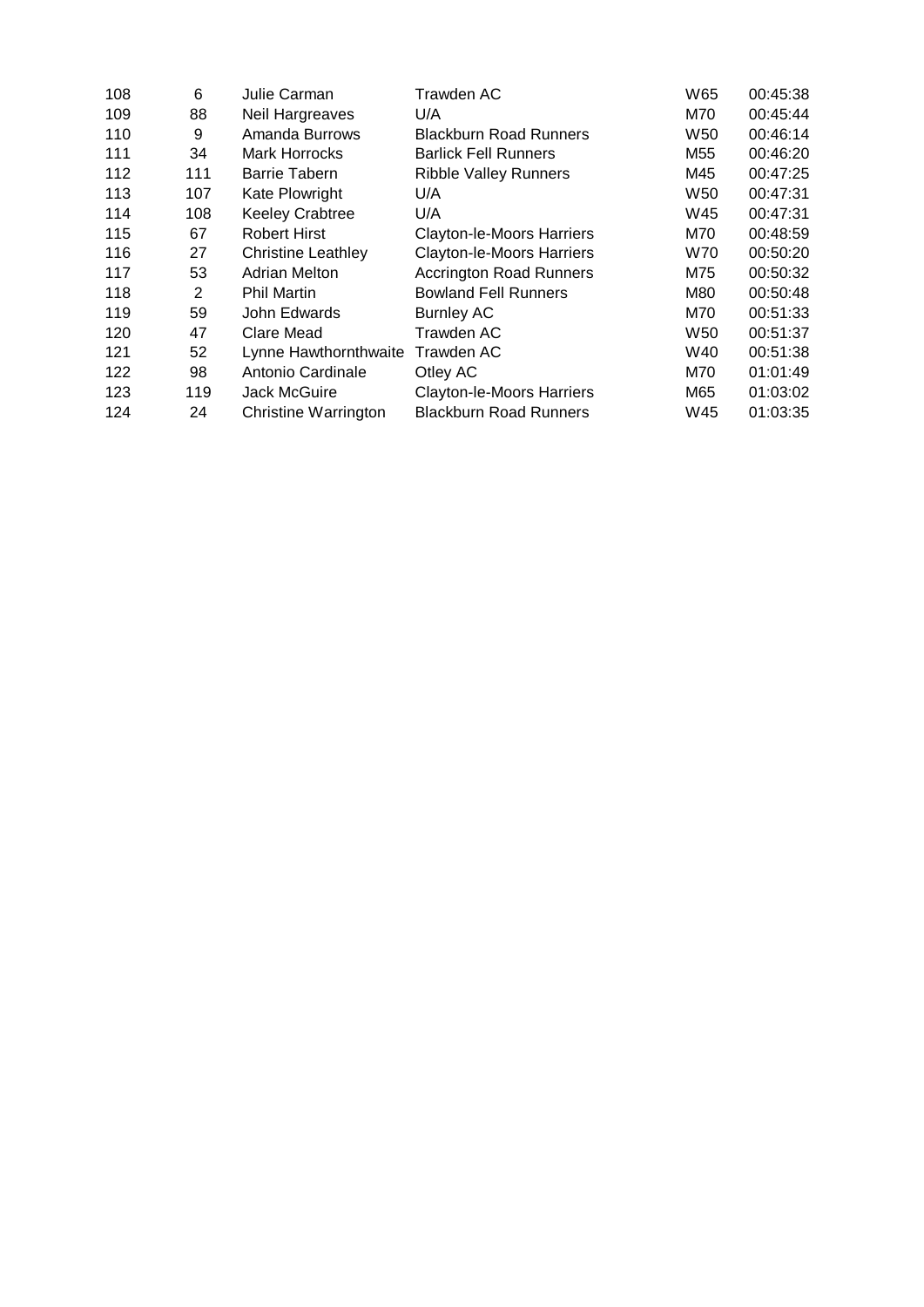| | | | | | |
|---|---|---|---|---|---|
| 108 | 6 | Julie Carman | Trawden AC | W65 | 00:45:38 |
| 109 | 88 | Neil Hargreaves | U/A | M70 | 00:45:44 |
| 110 | 9 | Amanda Burrows | Blackburn Road Runners | W50 | 00:46:14 |
| 111 | 34 | Mark Horrocks | Barlick Fell Runners | M55 | 00:46:20 |
| 112 | 111 | Barrie Tabern | Ribble Valley Runners | M45 | 00:47:25 |
| 113 | 107 | Kate Plowright | U/A | W50 | 00:47:31 |
| 114 | 108 | Keeley Crabtree | U/A | W45 | 00:47:31 |
| 115 | 67 | Robert Hirst | Clayton-le-Moors Harriers | M70 | 00:48:59 |
| 116 | 27 | Christine Leathley | Clayton-le-Moors Harriers | W70 | 00:50:20 |
| 117 | 53 | Adrian Melton | Accrington Road Runners | M75 | 00:50:32 |
| 118 | 2 | Phil Martin | Bowland Fell Runners | M80 | 00:50:48 |
| 119 | 59 | John Edwards | Burnley AC | M70 | 00:51:33 |
| 120 | 47 | Clare Mead | Trawden AC | W50 | 00:51:37 |
| 121 | 52 | Lynne Hawthornthwaite | Trawden AC | W40 | 00:51:38 |
| 122 | 98 | Antonio Cardinale | Otley AC | M70 | 01:01:49 |
| 123 | 119 | Jack McGuire | Clayton-le-Moors Harriers | M65 | 01:03:02 |
| 124 | 24 | Christine Warrington | Blackburn Road Runners | W45 | 01:03:35 |